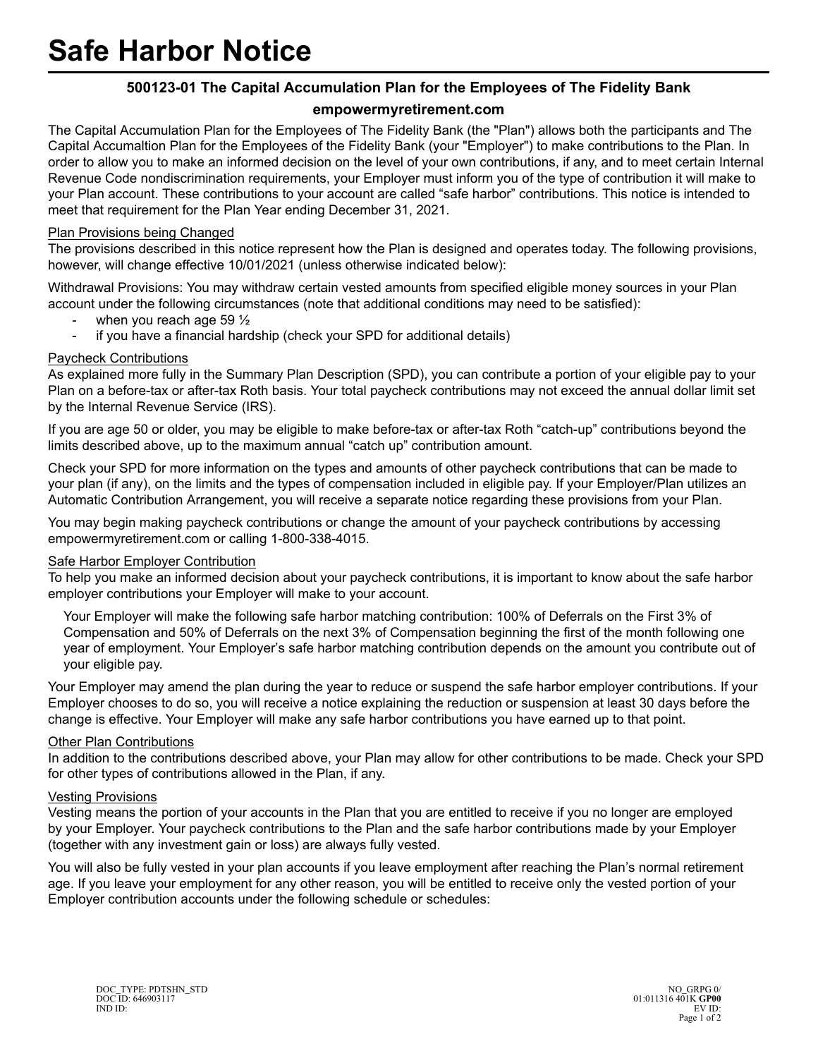# Safe Harbor Notice

**500123-01 The Capital Accumulation Plan for the Employees of The Fidelity Bank**

**empowermyretirement.com**

The Capital Accumulation Plan for the Employees of The Fidelity Bank (the "Plan") allows both the participants and The Capital Accumaltion Plan for the Employees of the Fidelity Bank (your "Employer") to make contributions to the Plan. In order to allow you to make an informed decision on the level of your own contributions, if any, and to meet certain Internal Revenue Code nondiscrimination requirements, your Employer must inform you of the type of contribution it will make to your Plan account. These contributions to your account are called "safe harbor" contributions. This notice is intended to meet that requirement for the Plan Year ending December 31, 2021.

Plan Provisions being Changed

The provisions described in this notice represent how the Plan is designed and operates today. The following provisions, however, will change effective 10/01/2021 (unless otherwise indicated below):

Withdrawal Provisions: You may withdraw certain vested amounts from specified eligible money sources in your Plan account under the following circumstances (note that additional conditions may need to be satisfied):

- when you reach age 59 ½
- if you have a financial hardship (check your SPD for additional details)

Paycheck Contributions

As explained more fully in the Summary Plan Description (SPD), you can contribute a portion of your eligible pay to your Plan on a before-tax or after-tax Roth basis. Your total paycheck contributions may not exceed the annual dollar limit set by the Internal Revenue Service (IRS).

If you are age 50 or older, you may be eligible to make before-tax or after-tax Roth "catch-up" contributions beyond the limits described above, up to the maximum annual "catch up" contribution amount.

Check your SPD for more information on the types and amounts of other paycheck contributions that can be made to your plan (if any), on the limits and the types of compensation included in eligible pay. If your Employer/Plan utilizes an Automatic Contribution Arrangement, you will receive a separate notice regarding these provisions from your Plan.

You may begin making paycheck contributions or change the amount of your paycheck contributions by accessing empowermyretirement.com or calling 1-800-338-4015.

Safe Harbor Employer Contribution

To help you make an informed decision about your paycheck contributions, it is important to know about the safe harbor employer contributions your Employer will make to your account.

> Your Employer will make the following safe harbor matching contribution: 100% of Deferrals on the First 3% of Compensation and 50% of Deferrals on the next 3% of Compensation beginning the first of the month following one year of employment. Your Employer's safe harbor matching contribution depends on the amount you contribute out of your eligible pay.

Your Employer may amend the plan during the year to reduce or suspend the safe harbor employer contributions. If your Employer chooses to do so, you will receive a notice explaining the reduction or suspension at least 30 days before the change is effective. Your Employer will make any safe harbor contributions you have earned up to that point.

Other Plan Contributions

In addition to the contributions described above, your Plan may allow for other contributions to be made. Check your SPD for other types of contributions allowed in the Plan, if any.

Vesting Provisions

Vesting means the portion of your accounts in the Plan that you are entitled to receive if you no longer are employed by your Employer. Your paycheck contributions to the Plan and the safe harbor contributions made by your Employer (together with any investment gain or loss) are always fully vested.

You will also be fully vested in your plan accounts if you leave employment after reaching the Plan's normal retirement age. If you leave your employment for any other reason, you will be entitled to receive only the vested portion of your Employer contribution accounts under the following schedule or schedules: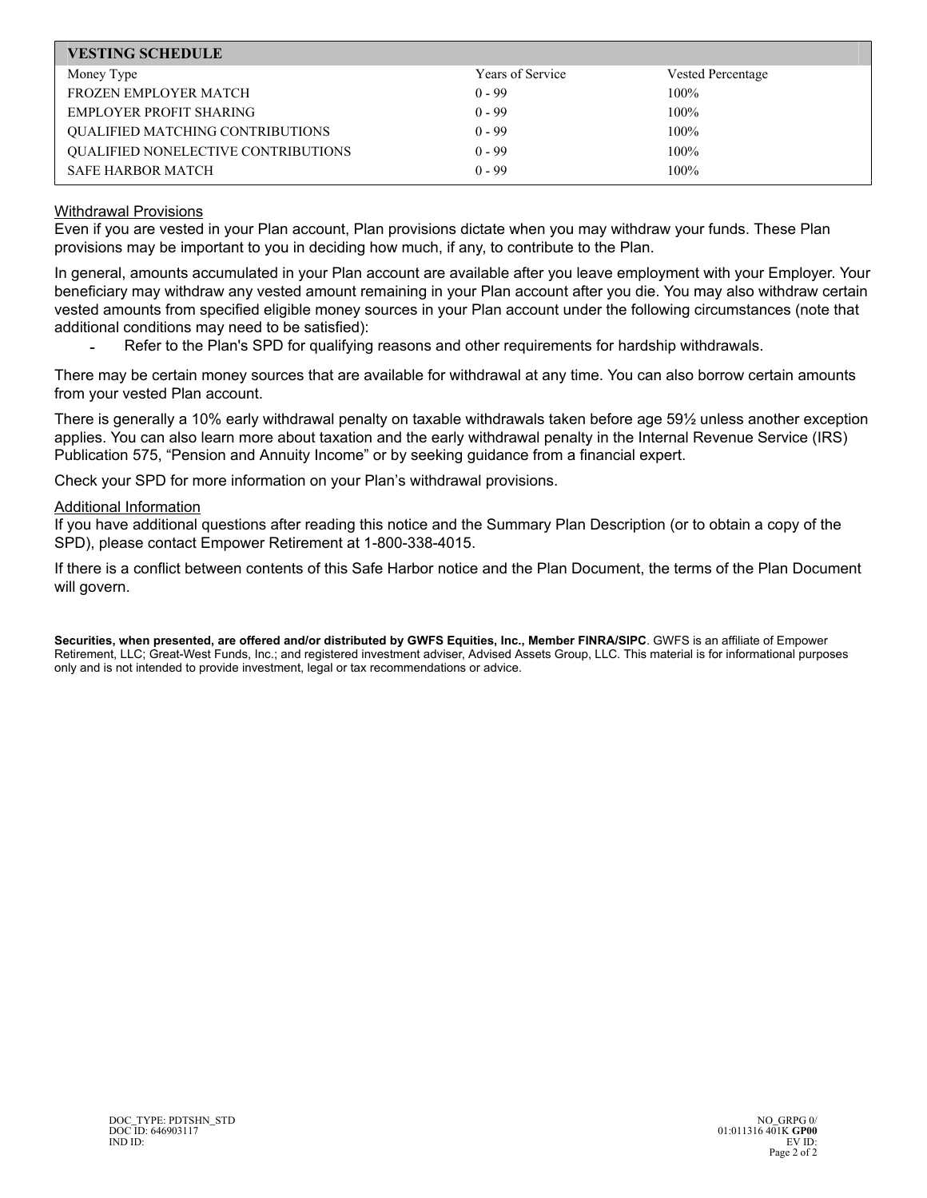| VESTING SCHEDULE | | |
|---|---|---|
| Money Type | Years of Service | Vested Percentage |
| FROZEN EMPLOYER MATCH | 0 - 99 | 100% |
| EMPLOYER PROFIT SHARING | 0 - 99 | 100% |
| QUALIFIED MATCHING CONTRIBUTIONS | 0 - 99 | 100% |
| QUALIFIED NONELECTIVE CONTRIBUTIONS | 0 - 99 | 100% |
| SAFE HARBOR MATCH | 0 - 99 | 100% |

Withdrawal Provisions

Even if you are vested in your Plan account, Plan provisions dictate when you may withdraw your funds. These Plan provisions may be important to you in deciding how much, if any, to contribute to the Plan.

In general, amounts accumulated in your Plan account are available after you leave employment with your Employer. Your beneficiary may withdraw any vested amount remaining in your Plan account after you die. You may also withdraw certain vested amounts from specified eligible money sources in your Plan account under the following circumstances (note that additional conditions may need to be satisfied):

- Refer to the Plan's SPD for qualifying reasons and other requirements for hardship withdrawals.

There may be certain money sources that are available for withdrawal at any time. You can also borrow certain amounts from your vested Plan account.

There is generally a 10% early withdrawal penalty on taxable withdrawals taken before age 59½ unless another exception applies. You can also learn more about taxation and the early withdrawal penalty in the Internal Revenue Service (IRS) Publication 575, "Pension and Annuity Income" or by seeking guidance from a financial expert.

Check your SPD for more information on your Plan's withdrawal provisions.

Additional Information

If you have additional questions after reading this notice and the Summary Plan Description (or to obtain a copy of the SPD), please contact Empower Retirement at 1-800-338-4015.

If there is a conflict between contents of this Safe Harbor notice and the Plan Document, the terms of the Plan Document will govern.

**Securities, when presented, are offered and/or distributed by GWFS Equities, Inc., Member FINRA/SIPC**. GWFS is an affiliate of Empower Retirement, LLC; Great-West Funds, Inc.; and registered investment adviser, Advised Assets Group, LLC. This material is for informational purposes only and is not intended to provide investment, legal or tax recommendations or advice.

DOC_TYPE: PDTSHN_STD
DOC ID: 646903117
IND ID:

NO_GRPG 0/
01:011316 401K **GP00**
EV ID: